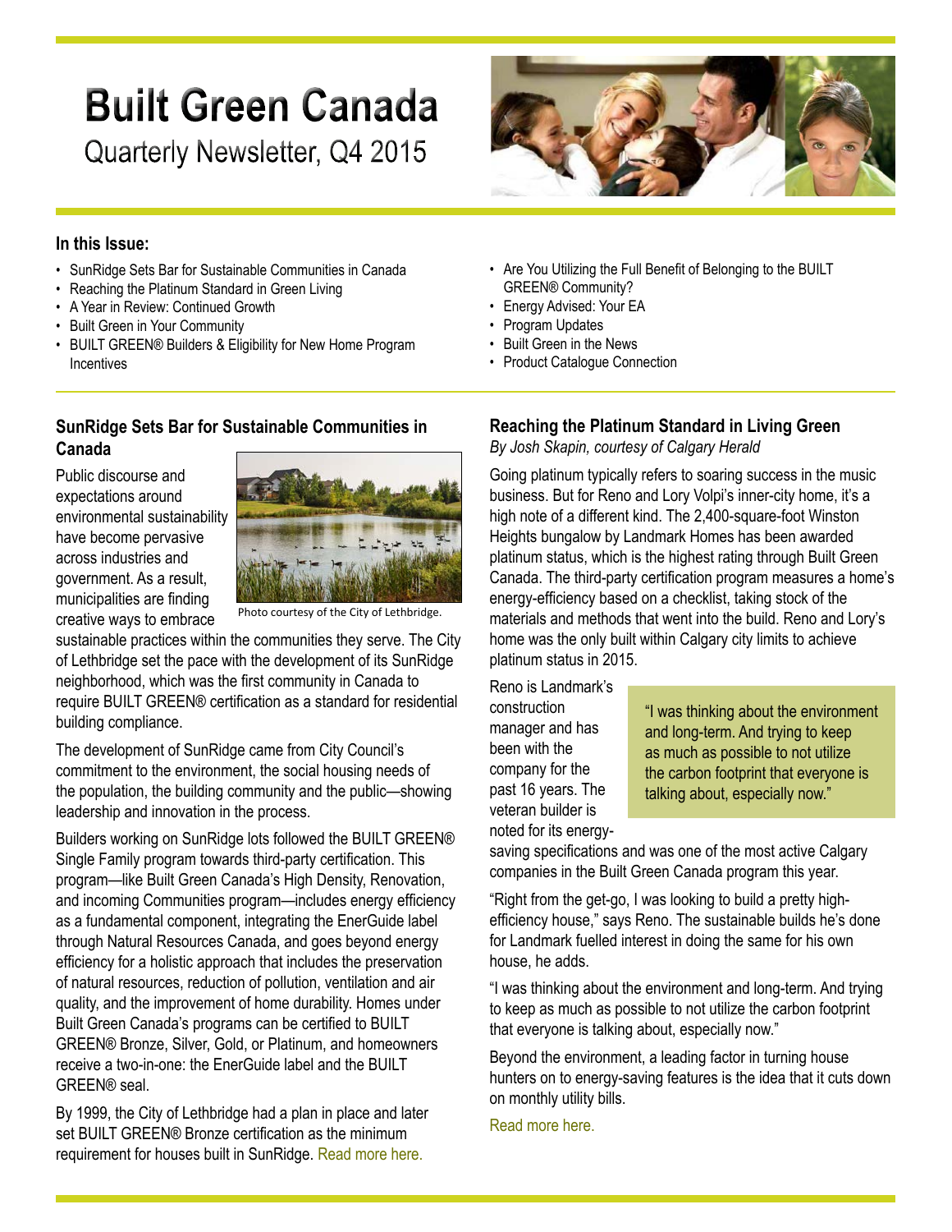# Built Green Canada

Quarterly Newsletter, Q4 2015

**In this Issue:**

- SunRidge Sets Bar for Sustainable Communities in Canada
- Reaching the Platinum Standard in Green Living
- A Year in Review: Continued Growth
- Built Green in Your Community
- BUILT GREEN® Builders & Eligibility for New Home Program Incentives
- Are You Utilizing the Full Benefit of Belonging to the BUILT GREEN® Community?
- Energy Advised: Your EA
- Program Updates
- Built Green in the News
- Product Catalogue Connection

## SunRidge Sets Bar for Sustainable Communities in Canada

Public discourse and expectations around environmental sustainability have become pervasive across industries and government. As a result, municipalities are finding creative ways to embrace sustainable practices within the communities they serve. The City of Lethbridge set the pace with the development of its SunRidge neighborhood, which was the first community in Canada to require BUILT GREEN® certification as a standard for residential building compliance.

Photo courtesy of the City of Lethbridge.

The development of SunRidge came from City Council's commitment to the environment, the social housing needs of the population, the building community and the public—showing leadership and innovation in the process.

Builders working on SunRidge lots followed the BUILT GREEN® Single Family program towards third-party certification. This program—like Built Green Canada's High Density, Renovation, and incoming Communities program—includes energy efficiency as a fundamental component, integrating the EnerGuide label through Natural Resources Canada, and goes beyond energy efficiency for a holistic approach that includes the preservation of natural resources, reduction of pollution, ventilation and air quality, and the improvement of home durability. Homes under Built Green Canada's programs can be certified to BUILT GREEN® Bronze, Silver, Gold, or Platinum, and homeowners receive a two-in-one: the EnerGuide label and the BUILT GREEN® seal.

By 1999, the City of Lethbridge had a plan in place and later set BUILT GREEN® Bronze certification as the minimum requirement for houses built in SunRidge. Read more here.

## Reaching the Platinum Standard in Living Green

*By Josh Skapin, courtesy of Calgary Herald*

Going platinum typically refers to soaring success in the music business. But for Reno and Lory Volpi's inner-city home, it's a high note of a different kind. The 2,400-square-foot Winston Heights bungalow by Landmark Homes has been awarded platinum status, which is the highest rating through Built Green Canada. The third-party certification program measures a home's energy-efficiency based on a checklist, taking stock of the materials and methods that went into the build. Reno and Lory's home was the only built within Calgary city limits to achieve platinum status in 2015.

> "I was thinking about the environment and long-term. And trying to keep as much as possible to not utilize the carbon footprint that everyone is talking about, especially now."

Reno is Landmark's construction manager and has been with the company for the past 16 years. The veteran builder is noted for its energy-saving specifications and was one of the most active Calgary companies in the Built Green Canada program this year.

"Right from the get-go, I was looking to build a pretty high-efficiency house," says Reno. The sustainable builds he's done for Landmark fuelled interest in doing the same for his own house, he adds.

"I was thinking about the environment and long-term. And trying to keep as much as possible to not utilize the carbon footprint that everyone is talking about, especially now."

Beyond the environment, a leading factor in turning house hunters on to energy-saving features is the idea that it cuts down on monthly utility bills.

Read more here.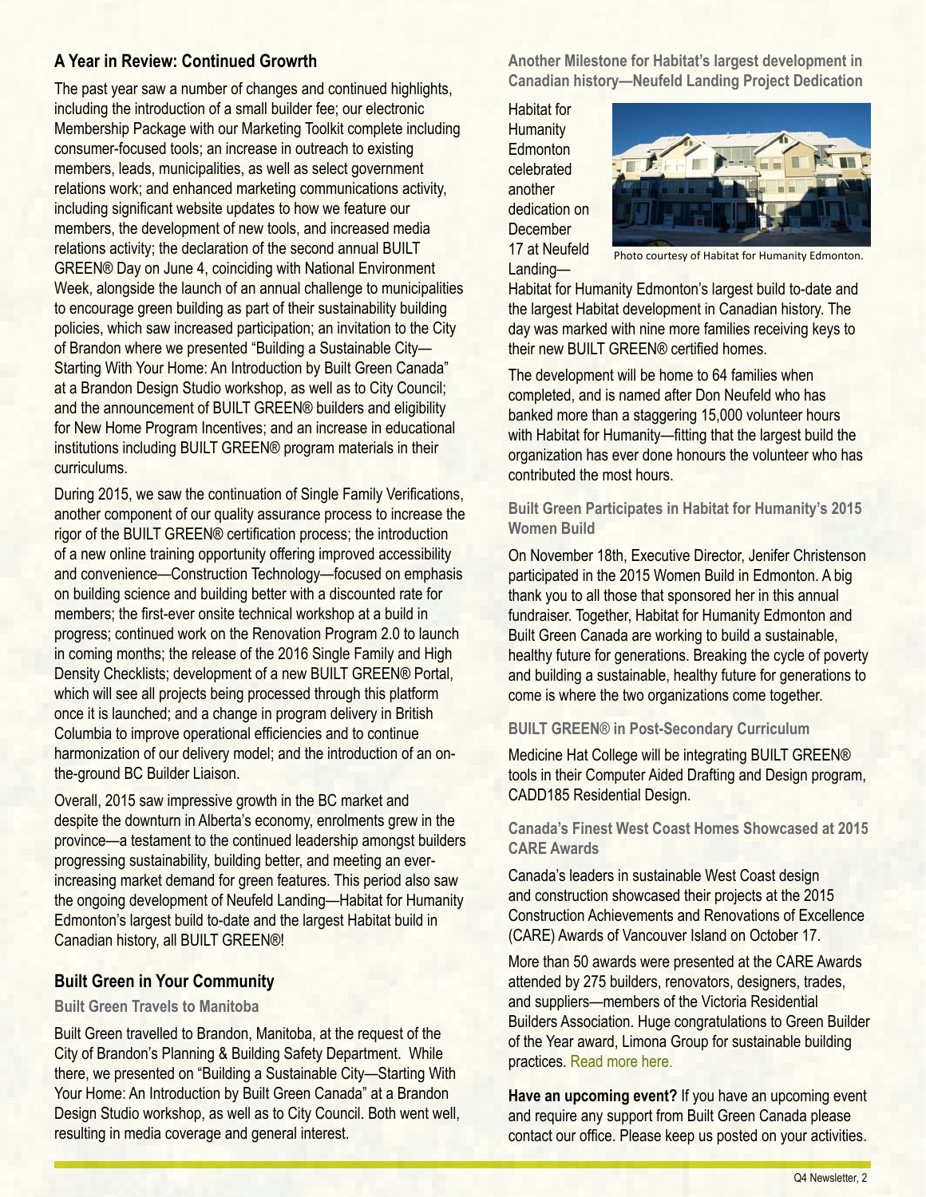## A Year in Review: Continued Growrth

The past year saw a number of changes and continued highlights, including the introduction of a small builder fee; our electronic Membership Package with our Marketing Toolkit complete including consumer-focused tools; an increase in outreach to existing members, leads, municipalities, as well as select government relations work; and enhanced marketing communications activity, including significant website updates to how we feature our members, the development of new tools, and increased media relations activity; the declaration of the second annual BUILT GREEN® Day on June 4, coinciding with National Environment Week, alongside the launch of an annual challenge to municipalities to encourage green building as part of their sustainability building policies, which saw increased participation; an invitation to the City of Brandon where we presented "Building a Sustainable City—Starting With Your Home: An Introduction by Built Green Canada" at a Brandon Design Studio workshop, as well as to City Council; and the announcement of BUILT GREEN® builders and eligibility for New Home Program Incentives; and an increase in educational institutions including BUILT GREEN® program materials in their curriculums.

During 2015, we saw the continuation of Single Family Verifications, another component of our quality assurance process to increase the rigor of the BUILT GREEN® certification process; the introduction of a new online training opportunity offering improved accessibility and convenience—Construction Technology—focused on emphasis on building science and building better with a discounted rate for members; the first-ever onsite technical workshop at a build in progress; continued work on the Renovation Program 2.0 to launch in coming months; the release of the 2016 Single Family and High Density Checklists; development of a new BUILT GREEN® Portal, which will see all projects being processed through this platform once it is launched; and a change in program delivery in British Columbia to improve operational efficiencies and to continue harmonization of our delivery model; and the introduction of an on-the-ground BC Builder Liaison.

Overall, 2015 saw impressive growth in the BC market and despite the downturn in Alberta's economy, enrolments grew in the province—a testament to the continued leadership amongst builders progressing sustainability, building better, and meeting an ever-increasing market demand for green features. This period also saw the ongoing development of Neufeld Landing—Habitat for Humanity Edmonton's largest build to-date and the largest Habitat build in Canadian history, all BUILT GREEN®!

## Built Green in Your Community

### Built Green Travels to Manitoba

Built Green travelled to Brandon, Manitoba, at the request of the City of Brandon's Planning & Building Safety Department. While there, we presented on "Building a Sustainable City—Starting With Your Home: An Introduction by Built Green Canada" at a Brandon Design Studio workshop, as well as to City Council. Both went well, resulting in media coverage and general interest.

### Another Milestone for Habitat's largest development in Canadian history—Neufeld Landing Project Dedication

Habitat for Humanity Edmonton celebrated another dedication on December 17 at Neufeld Landing—Habitat for Humanity Edmonton's largest build to-date and the largest Habitat development in Canadian history. The day was marked with nine more families receiving keys to their new BUILT GREEN® certified homes.

Photo courtesy of Habitat for Humanity Edmonton.

The development will be home to 64 families when completed, and is named after Don Neufeld who has banked more than a staggering 15,000 volunteer hours with Habitat for Humanity—fitting that the largest build the organization has ever done honours the volunteer who has contributed the most hours.

### Built Green Participates in Habitat for Humanity's 2015 Women Build

On November 18th, Executive Director, Jenifer Christenson participated in the 2015 Women Build in Edmonton. A big thank you to all those that sponsored her in this annual fundraiser. Together, Habitat for Humanity Edmonton and Built Green Canada are working to build a sustainable, healthy future for generations. Breaking the cycle of poverty and building a sustainable, healthy future for generations to come is where the two organizations come together.

### BUILT GREEN® in Post-Secondary Curriculum

Medicine Hat College will be integrating BUILT GREEN® tools in their Computer Aided Drafting and Design program, CADD185 Residential Design.

### Canada's Finest West Coast Homes Showcased at 2015 CARE Awards

Canada's leaders in sustainable West Coast design and construction showcased their projects at the 2015 Construction Achievements and Renovations of Excellence (CARE) Awards of Vancouver Island on October 17.

More than 50 awards were presented at the CARE Awards attended by 275 builders, renovators, designers, trades, and suppliers—members of the Victoria Residential Builders Association. Huge congratulations to Green Builder of the Year award, Limona Group for sustainable building practices. Read more here.

**Have an upcoming event?** If you have an upcoming event and require any support from Built Green Canada please contact our office. Please keep us posted on your activities.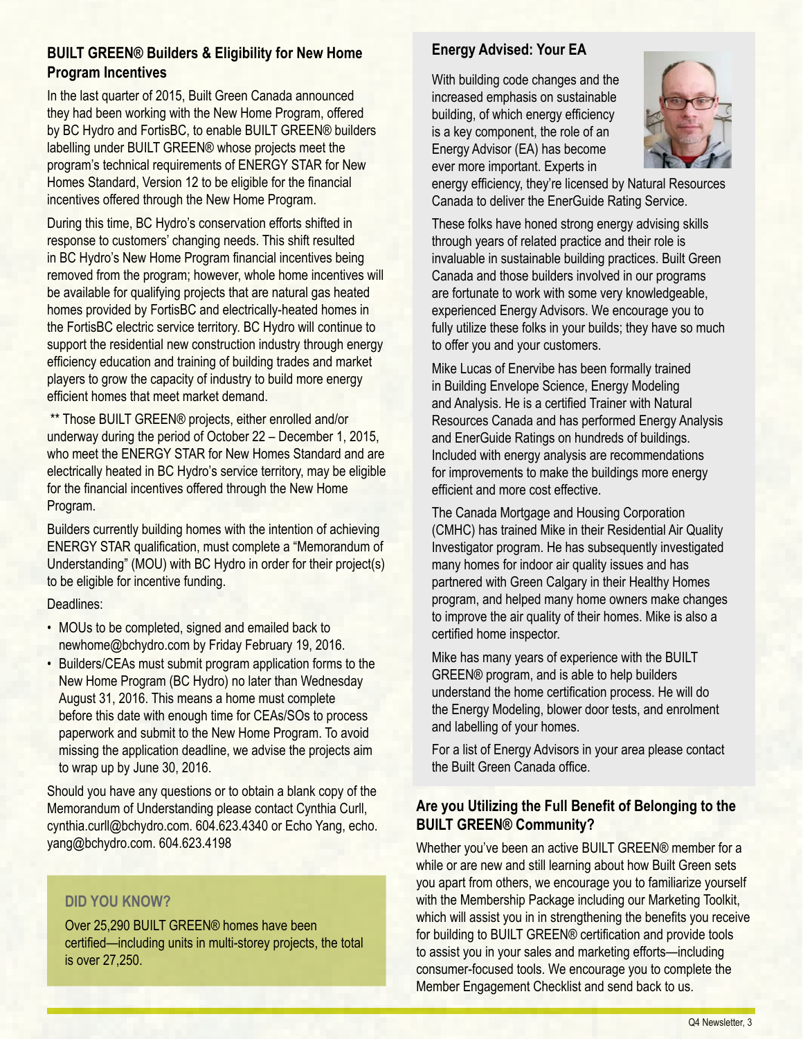## BUILT GREEN® Builders & Eligibility for New Home Program Incentives

In the last quarter of 2015, Built Green Canada announced they had been working with the New Home Program, offered by BC Hydro and FortisBC, to enable BUILT GREEN® builders labelling under BUILT GREEN® whose projects meet the program's technical requirements of ENERGY STAR for New Homes Standard, Version 12 to be eligible for the financial incentives offered through the New Home Program.

During this time, BC Hydro's conservation efforts shifted in response to customers' changing needs. This shift resulted in BC Hydro's New Home Program financial incentives being removed from the program; however, whole home incentives will be available for qualifying projects that are natural gas heated homes provided by FortisBC and electrically-heated homes in the FortisBC electric service territory. BC Hydro will continue to support the residential new construction industry through energy efficiency education and training of building trades and market players to grow the capacity of industry to build more energy efficient homes that meet market demand.

** Those BUILT GREEN® projects, either enrolled and/or underway during the period of October 22 – December 1, 2015, who meet the ENERGY STAR for New Homes Standard and are electrically heated in BC Hydro's service territory, may be eligible for the financial incentives offered through the New Home Program.

Builders currently building homes with the intention of achieving ENERGY STAR qualification, must complete a "Memorandum of Understanding" (MOU) with BC Hydro in order for their project(s) to be eligible for incentive funding.

Deadlines:

- MOUs to be completed, signed and emailed back to newhome@bchydro.com by Friday February 19, 2016.
- Builders/CEAs must submit program application forms to the New Home Program (BC Hydro) no later than Wednesday August 31, 2016. This means a home must complete before this date with enough time for CEAs/SOs to process paperwork and submit to the New Home Program. To avoid missing the application deadline, we advise the projects aim to wrap up by June 30, 2016.

Should you have any questions or to obtain a blank copy of the Memorandum of Understanding please contact Cynthia Curll, cynthia.curll@bchydro.com. 604.623.4340 or Echo Yang, echo.yang@bchydro.com. 604.623.4198

### DID YOU KNOW?

Over 25,290 BUILT GREEN® homes have been certified—including units in multi-storey projects, the total is over 27,250.

## Energy Advised: Your EA

With building code changes and the increased emphasis on sustainable building, of which energy efficiency is a key component, the role of an Energy Advisor (EA) has become ever more important. Experts in energy efficiency, they're licensed by Natural Resources Canada to deliver the EnerGuide Rating Service.

These folks have honed strong energy advising skills through years of related practice and their role is invaluable in sustainable building practices. Built Green Canada and those builders involved in our programs are fortunate to work with some very knowledgeable, experienced Energy Advisors. We encourage you to fully utilize these folks in your builds; they have so much to offer you and your customers.

Mike Lucas of Enervibe has been formally trained in Building Envelope Science, Energy Modeling and Analysis. He is a certified Trainer with Natural Resources Canada and has performed Energy Analysis and EnerGuide Ratings on hundreds of buildings. Included with energy analysis are recommendations for improvements to make the buildings more energy efficient and more cost effective.

The Canada Mortgage and Housing Corporation (CMHC) has trained Mike in their Residential Air Quality Investigator program. He has subsequently investigated many homes for indoor air quality issues and has partnered with Green Calgary in their Healthy Homes program, and helped many home owners make changes to improve the air quality of their homes. Mike is also a certified home inspector.

Mike has many years of experience with the BUILT GREEN® program, and is able to help builders understand the home certification process. He will do the Energy Modeling, blower door tests, and enrolment and labelling of your homes.

For a list of Energy Advisors in your area please contact the Built Green Canada office.

## Are you Utilizing the Full Benefit of Belonging to the BUILT GREEN® Community?

Whether you've been an active BUILT GREEN® member for a while or are new and still learning about how Built Green sets you apart from others, we encourage you to familiarize yourself with the Membership Package including our Marketing Toolkit, which will assist you in in strengthening the benefits you receive for building to BUILT GREEN® certification and provide tools to assist you in your sales and marketing efforts—including consumer-focused tools. We encourage you to complete the Member Engagement Checklist and send back to us.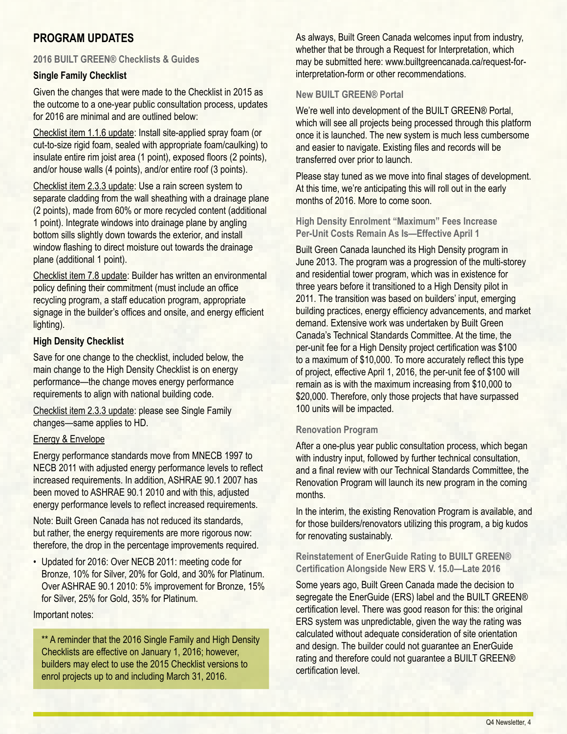## PROGRAM UPDATES

### 2016 BUILT GREEN® Checklists & Guides

#### Single Family Checklist

Given the changes that were made to the Checklist in 2015 as the outcome to a one-year public consultation process, updates for 2016 are minimal and are outlined below:

Checklist item 1.1.6 update: Install site-applied spray foam (or cut-to-size rigid foam, sealed with appropriate foam/caulking) to insulate entire rim joist area (1 point), exposed floors (2 points), and/or house walls (4 points), and/or entire roof (3 points).

Checklist item 2.3.3 update: Use a rain screen system to separate cladding from the wall sheathing with a drainage plane (2 points), made from 60% or more recycled content (additional 1 point). Integrate windows into drainage plane by angling bottom sills slightly down towards the exterior, and install window flashing to direct moisture out towards the drainage plane (additional 1 point).

Checklist item 7.8 update: Builder has written an environmental policy defining their commitment (must include an office recycling program, a staff education program, appropriate signage in the builder's offices and onsite, and energy efficient lighting).

#### High Density Checklist

Save for one change to the checklist, included below, the main change to the High Density Checklist is on energy performance—the change moves energy performance requirements to align with national building code.

Checklist item 2.3.3 update: please see Single Family changes—same applies to HD.

Energy & Envelope

Energy performance standards move from MNECB 1997 to NECB 2011 with adjusted energy performance levels to reflect increased requirements. In addition, ASHRAE 90.1 2007 has been moved to ASHRAE 90.1 2010 and with this, adjusted energy performance levels to reflect increased requirements.

Note: Built Green Canada has not reduced its standards, but rather, the energy requirements are more rigorous now: therefore, the drop in the percentage improvements required.

- Updated for 2016: Over NECB 2011: meeting code for Bronze, 10% for Silver, 20% for Gold, and 30% for Platinum. Over ASHRAE 90.1 2010: 5% improvement for Bronze, 15% for Silver, 25% for Gold, 35% for Platinum.

Important notes:

** A reminder that the 2016 Single Family and High Density Checklists are effective on January 1, 2016; however, builders may elect to use the 2015 Checklist versions to enrol projects up to and including March 31, 2016.

As always, Built Green Canada welcomes input from industry, whether that be through a Request for Interpretation, which may be submitted here: www.builtgreencanada.ca/request-for-interpretation-form or other recommendations.

### New BUILT GREEN® Portal

We're well into development of the BUILT GREEN® Portal, which will see all projects being processed through this platform once it is launched. The new system is much less cumbersome and easier to navigate. Existing files and records will be transferred over prior to launch.

Please stay tuned as we move into final stages of development. At this time, we're anticipating this will roll out in the early months of 2016. More to come soon.

### High Density Enrolment "Maximum" Fees Increase Per-Unit Costs Remain As Is—Effective April 1

Built Green Canada launched its High Density program in June 2013. The program was a progression of the multi-storey and residential tower program, which was in existence for three years before it transitioned to a High Density pilot in 2011. The transition was based on builders' input, emerging building practices, energy efficiency advancements, and market demand. Extensive work was undertaken by Built Green Canada's Technical Standards Committee. At the time, the per-unit fee for a High Density project certification was $100 to a maximum of $10,000. To more accurately reflect this type of project, effective April 1, 2016, the per-unit fee of $100 will remain as is with the maximum increasing from $10,000 to $20,000. Therefore, only those projects that have surpassed 100 units will be impacted.

### Renovation Program

After a one-plus year public consultation process, which began with industry input, followed by further technical consultation, and a final review with our Technical Standards Committee, the Renovation Program will launch its new program in the coming months.

In the interim, the existing Renovation Program is available, and for those builders/renovators utilizing this program, a big kudos for renovating sustainably.

### Reinstatement of EnerGuide Rating to BUILT GREEN® Certification Alongside New ERS V. 15.0—Late 2016

Some years ago, Built Green Canada made the decision to segregate the EnerGuide (ERS) label and the BUILT GREEN® certification level. There was good reason for this: the original ERS system was unpredictable, given the way the rating was calculated without adequate consideration of site orientation and design. The builder could not guarantee an EnerGuide rating and therefore could not guarantee a BUILT GREEN® certification level.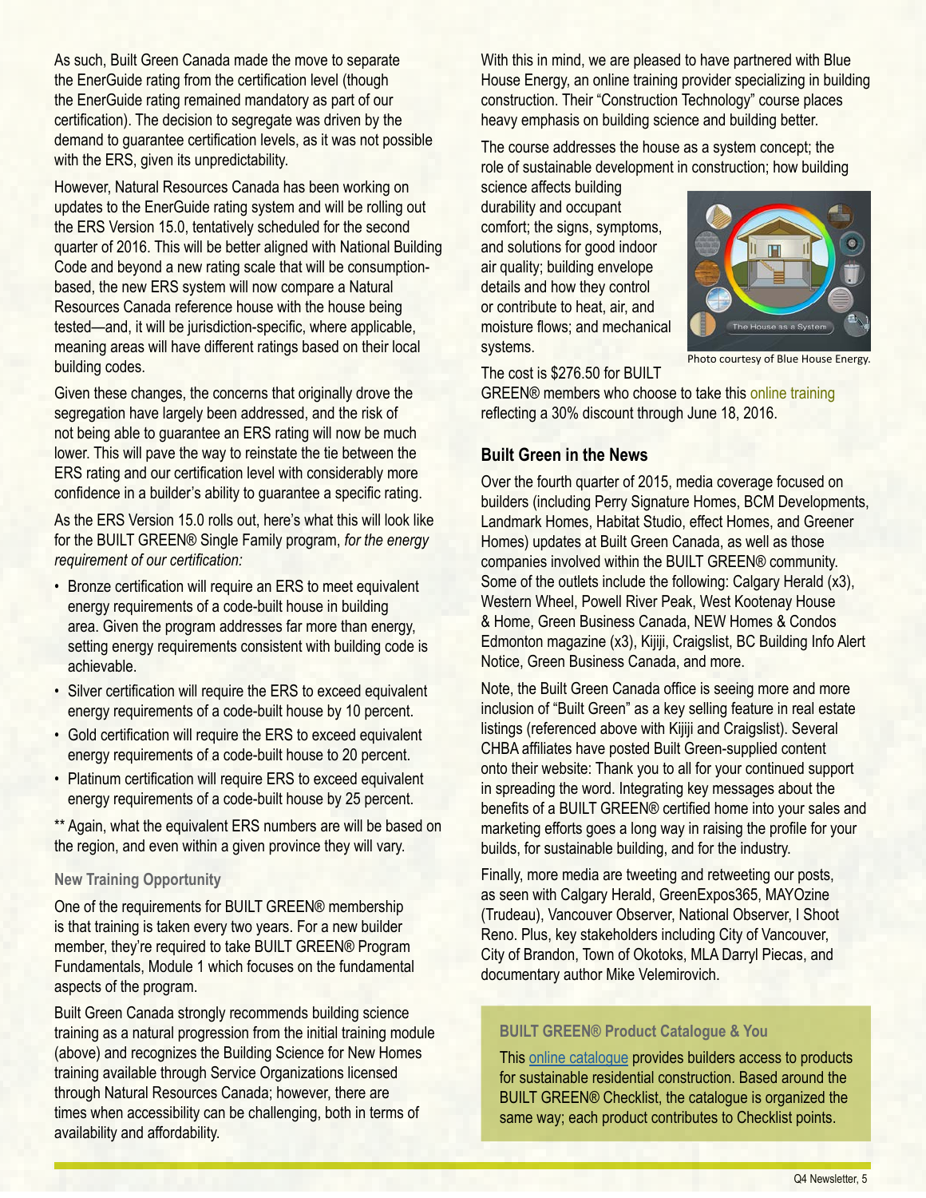As such, Built Green Canada made the move to separate the EnerGuide rating from the certification level (though the EnerGuide rating remained mandatory as part of our certification). The decision to segregate was driven by the demand to guarantee certification levels, as it was not possible with the ERS, given its unpredictability.

However, Natural Resources Canada has been working on updates to the EnerGuide rating system and will be rolling out the ERS Version 15.0, tentatively scheduled for the second quarter of 2016. This will be better aligned with National Building Code and beyond a new rating scale that will be consumption-based, the new ERS system will now compare a Natural Resources Canada reference house with the house being tested—and, it will be jurisdiction-specific, where applicable, meaning areas will have different ratings based on their local building codes.

Given these changes, the concerns that originally drove the segregation have largely been addressed, and the risk of not being able to guarantee an ERS rating will now be much lower. This will pave the way to reinstate the tie between the ERS rating and our certification level with considerably more confidence in a builder's ability to guarantee a specific rating.

As the ERS Version 15.0 rolls out, here's what this will look like for the BUILT GREEN® Single Family program, *for the energy requirement of our certification:*

- Bronze certification will require an ERS to meet equivalent energy requirements of a code-built house in building area. Given the program addresses far more than energy, setting energy requirements consistent with building code is achievable.
- Silver certification will require the ERS to exceed equivalent energy requirements of a code-built house by 10 percent.
- Gold certification will require the ERS to exceed equivalent energy requirements of a code-built house to 20 percent.
- Platinum certification will require ERS to exceed equivalent energy requirements of a code-built house by 25 percent.

** Again, what the equivalent ERS numbers are will be based on the region, and even within a given province they will vary.

### New Training Opportunity

One of the requirements for BUILT GREEN® membership is that training is taken every two years. For a new builder member, they're required to take BUILT GREEN® Program Fundamentals, Module 1 which focuses on the fundamental aspects of the program.

Built Green Canada strongly recommends building science training as a natural progression from the initial training module (above) and recognizes the Building Science for New Homes training available through Service Organizations licensed through Natural Resources Canada; however, there are times when accessibility can be challenging, both in terms of availability and affordability.

With this in mind, we are pleased to have partnered with Blue House Energy, an online training provider specializing in building construction. Their "Construction Technology" course places heavy emphasis on building science and building better.

The course addresses the house as a system concept; the role of sustainable development in construction; how building science affects building durability and occupant comfort; the signs, symptoms, and solutions for good indoor air quality; building envelope details and how they control or contribute to heat, air, and moisture flows; and mechanical systems.

Photo courtesy of Blue House Energy.

The cost is $276.50 for BUILT GREEN® members who choose to take this online training reflecting a 30% discount through June 18, 2016.

## Built Green in the News

Over the fourth quarter of 2015, media coverage focused on builders (including Perry Signature Homes, BCM Developments, Landmark Homes, Habitat Studio, effect Homes, and Greener Homes) updates at Built Green Canada, as well as those companies involved within the BUILT GREEN® community. Some of the outlets include the following: Calgary Herald (x3), Western Wheel, Powell River Peak, West Kootenay House & Home, Green Business Canada, NEW Homes & Condos Edmonton magazine (x3), Kijiji, Craigslist, BC Building Info Alert Notice, Green Business Canada, and more.

Note, the Built Green Canada office is seeing more and more inclusion of "Built Green" as a key selling feature in real estate listings (referenced above with Kijiji and Craigslist). Several CHBA affiliates have posted Built Green-supplied content onto their website: Thank you to all for your continued support in spreading the word. Integrating key messages about the benefits of a BUILT GREEN® certified home into your sales and marketing efforts goes a long way in raising the profile for your builds, for sustainable building, and for the industry.

Finally, more media are tweeting and retweeting our posts, as seen with Calgary Herald, GreenExpos365, MAYOzine (Trudeau), Vancouver Observer, National Observer, I Shoot Reno. Plus, key stakeholders including City of Vancouver, City of Brandon, Town of Okotoks, MLA Darryl Piecas, and documentary author Mike Velemirovich.

### BUILT GREEN® Product Catalogue & You

This online catalogue provides builders access to products for sustainable residential construction. Based around the BUILT GREEN® Checklist, the catalogue is organized the same way; each product contributes to Checklist points.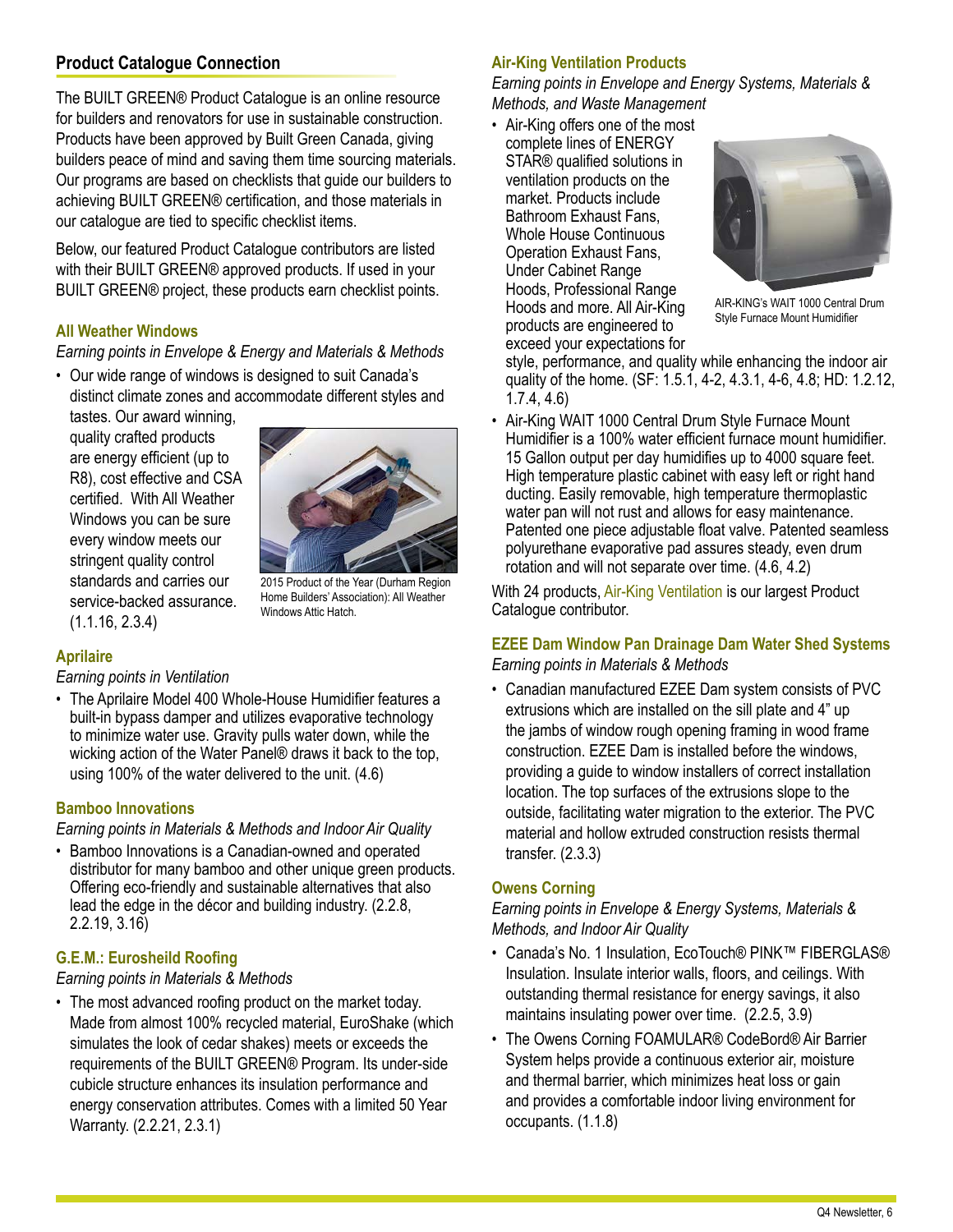## Product Catalogue Connection

The BUILT GREEN® Product Catalogue is an online resource for builders and renovators for use in sustainable construction. Products have been approved by Built Green Canada, giving builders peace of mind and saving them time sourcing materials. Our programs are based on checklists that guide our builders to achieving BUILT GREEN® certification, and those materials in our catalogue are tied to specific checklist items.

Below, our featured Product Catalogue contributors are listed with their BUILT GREEN® approved products. If used in your BUILT GREEN® project, these products earn checklist points.

### All Weather Windows

*Earning points in Envelope & Energy and Materials & Methods*

- Our wide range of windows is designed to suit Canada's distinct climate zones and accommodate different styles and tastes. Our award winning, quality crafted products are energy efficient (up to R8), cost effective and CSA certified. With All Weather Windows you can be sure every window meets our stringent quality control standards and carries our service-backed assurance. (1.1.16, 2.3.4)

2015 Product of the Year (Durham Region Home Builders' Association): All Weather Windows Attic Hatch.

### Aprilaire

*Earning points in Ventilation*

- The Aprilaire Model 400 Whole-House Humidifier features a built-in bypass damper and utilizes evaporative technology to minimize water use. Gravity pulls water down, while the wicking action of the Water Panel® draws it back to the top, using 100% of the water delivered to the unit. (4.6)

### Bamboo Innovations

*Earning points in Materials & Methods and Indoor Air Quality*

- Bamboo Innovations is a Canadian-owned and operated distributor for many bamboo and other unique green products. Offering eco-friendly and sustainable alternatives that also lead the edge in the décor and building industry. (2.2.8, 2.2.19, 3.16)

### G.E.M.: Eurosheild Roofing

*Earning points in Materials & Methods*

- The most advanced roofing product on the market today. Made from almost 100% recycled material, EuroShake (which simulates the look of cedar shakes) meets or exceeds the requirements of the BUILT GREEN® Program. Its under-side cubicle structure enhances its insulation performance and energy conservation attributes. Comes with a limited 50 Year Warranty. (2.2.21, 2.3.1)

### Air-King Ventilation Products

*Earning points in Envelope and Energy Systems, Materials & Methods, and Waste Management*

- Air-King offers one of the most complete lines of ENERGY STAR® qualified solutions in ventilation products on the market. Products include Bathroom Exhaust Fans, Whole House Continuous Operation Exhaust Fans, Under Cabinet Range Hoods, Professional Range Hoods and more. All Air-King products are engineered to exceed your expectations for style, performance, and quality while enhancing the indoor air quality of the home. (SF: 1.5.1, 4-2, 4.3.1, 4-6, 4.8; HD: 1.2.12, 1.7.4, 4.6)

AIR-KING's WAIT 1000 Central Drum Style Furnace Mount Humidifier

- Air-King WAIT 1000 Central Drum Style Furnace Mount Humidifier is a 100% water efficient furnace mount humidifier. 15 Gallon output per day humidifies up to 4000 square feet. High temperature plastic cabinet with easy left or right hand ducting. Easily removable, high temperature thermoplastic water pan will not rust and allows for easy maintenance. Patented one piece adjustable float valve. Patented seamless polyurethane evaporative pad assures steady, even drum rotation and will not separate over time. (4.6, 4.2)

With 24 products, Air-King Ventilation is our largest Product Catalogue contributor.

### EZEE Dam Window Pan Drainage Dam Water Shed Systems

*Earning points in Materials & Methods*

- Canadian manufactured EZEE Dam system consists of PVC extrusions which are installed on the sill plate and 4" up the jambs of window rough opening framing in wood frame construction. EZEE Dam is installed before the windows, providing a guide to window installers of correct installation location. The top surfaces of the extrusions slope to the outside, facilitating water migration to the exterior. The PVC material and hollow extruded construction resists thermal transfer. (2.3.3)

### Owens Corning

*Earning points in Envelope & Energy Systems, Materials & Methods, and Indoor Air Quality*

- Canada's No. 1 Insulation, EcoTouch® PINK™ FIBERGLAS® Insulation. Insulate interior walls, floors, and ceilings. With outstanding thermal resistance for energy savings, it also maintains insulating power over time. (2.2.5, 3.9)
- The Owens Corning FOAMULAR® CodeBord® Air Barrier System helps provide a continuous exterior air, moisture and thermal barrier, which minimizes heat loss or gain and provides a comfortable indoor living environment for occupants. (1.1.8)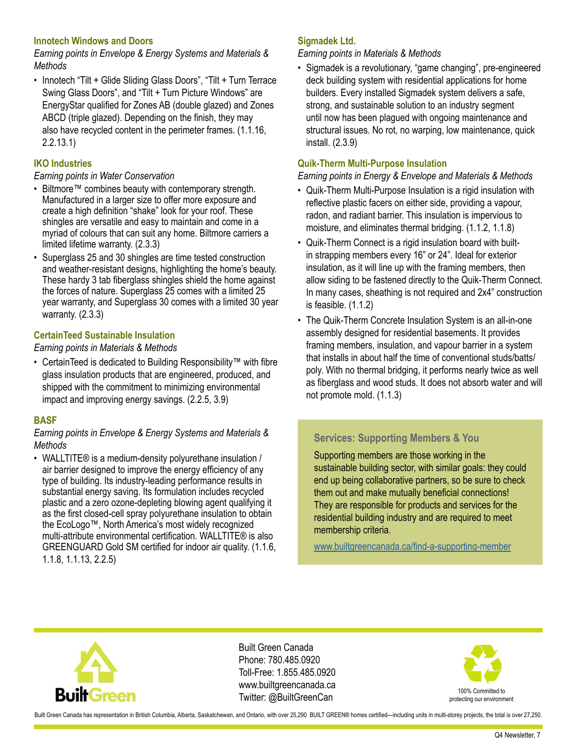### Innotech Windows and Doors

*Earning points in Envelope & Energy Systems and Materials & Methods*

- Innotech "Tilt + Glide Sliding Glass Doors", "Tilt + Turn Terrace Swing Glass Doors", and "Tilt + Turn Picture Windows" are EnergyStar qualified for Zones AB (double glazed) and Zones ABCD (triple glazed). Depending on the finish, they may also have recycled content in the perimeter frames. (1.1.16, 2.2.13.1)

### IKO Industries

*Earning points in Water Conservation*

- Biltmore™ combines beauty with contemporary strength. Manufactured in a larger size to offer more exposure and create a high definition "shake" look for your roof. These shingles are versatile and easy to maintain and come in a myriad of colours that can suit any home. Biltmore carriers a limited lifetime warranty. (2.3.3)
- Superglass 25 and 30 shingles are time tested construction and weather-resistant designs, highlighting the home's beauty. These hardy 3 tab fiberglass shingles shield the home against the forces of nature. Superglass 25 comes with a limited 25 year warranty, and Superglass 30 comes with a limited 30 year warranty. (2.3.3)

### CertainTeed Sustainable Insulation

*Earning points in Materials & Methods*

- CertainTeed is dedicated to Building Responsibility™ with fibre glass insulation products that are engineered, produced, and shipped with the commitment to minimizing environmental impact and improving energy savings. (2.2.5, 3.9)

### BASF

*Earning points in Envelope & Energy Systems and Materials & Methods*

- WALLTITE® is a medium-density polyurethane insulation / air barrier designed to improve the energy efficiency of any type of building. Its industry-leading performance results in substantial energy saving. Its formulation includes recycled plastic and a zero ozone-depleting blowing agent qualifying it as the first closed-cell spray polyurethane insulation to obtain the EcoLogo™, North America's most widely recognized multi-attribute environmental certification. WALLTITE® is also GREENGUARD Gold SM certified for indoor air quality. (1.1.6, 1.1.8, 1.1.13, 2.2.5)

### Sigmadek Ltd.

*Earning points in Materials & Methods*

- Sigmadek is a revolutionary, "game changing", pre-engineered deck building system with residential applications for home builders. Every installed Sigmadek system delivers a safe, strong, and sustainable solution to an industry segment until now has been plagued with ongoing maintenance and structural issues. No rot, no warping, low maintenance, quick install. (2.3.9)

### Quik-Therm Multi-Purpose Insulation

*Earning points in Energy & Envelope and Materials & Methods*

- Quik-Therm Multi-Purpose Insulation is a rigid insulation with reflective plastic facers on either side, providing a vapour, radon, and radiant barrier. This insulation is impervious to moisture, and eliminates thermal bridging. (1.1.2, 1.1.8)
- Quik-Therm Connect is a rigid insulation board with built-in strapping members every 16" or 24". Ideal for exterior insulation, as it will line up with the framing members, then allow siding to be fastened directly to the Quik-Therm Connect. In many cases, sheathing is not required and 2x4" construction is feasible. (1.1.2)
- The Quik-Therm Concrete Insulation System is an all-in-one assembly designed for residential basements. It provides framing members, insulation, and vapour barrier in a system that installs in about half the time of conventional studs/batts/poly. With no thermal bridging, it performs nearly twice as well as fiberglass and wood studs. It does not absorb water and will not promote mold. (1.1.3)

### Services: Supporting Members & You

Supporting members are those working in the sustainable building sector, with similar goals: they could end up being collaborative partners, so be sure to check them out and make mutually beneficial connections! They are responsible for products and services for the residential building industry and are required to meet membership criteria.

www.builtgreencanada.ca/find-a-supporting-member

Built Green Canada
Phone: 780.485.0920
Toll-Free: 1.855.485.0920
www.builtgreencanada.ca
Twitter: @BuiltGreenCan

100% Committed to protecting our environment

Built Green Canada has representation in British Columbia, Alberta, Saskatchewan, and Ontario, with over 25,290 BUILT GREEN® homes certified—including units in multi-storey projects, the total is over 27,250.